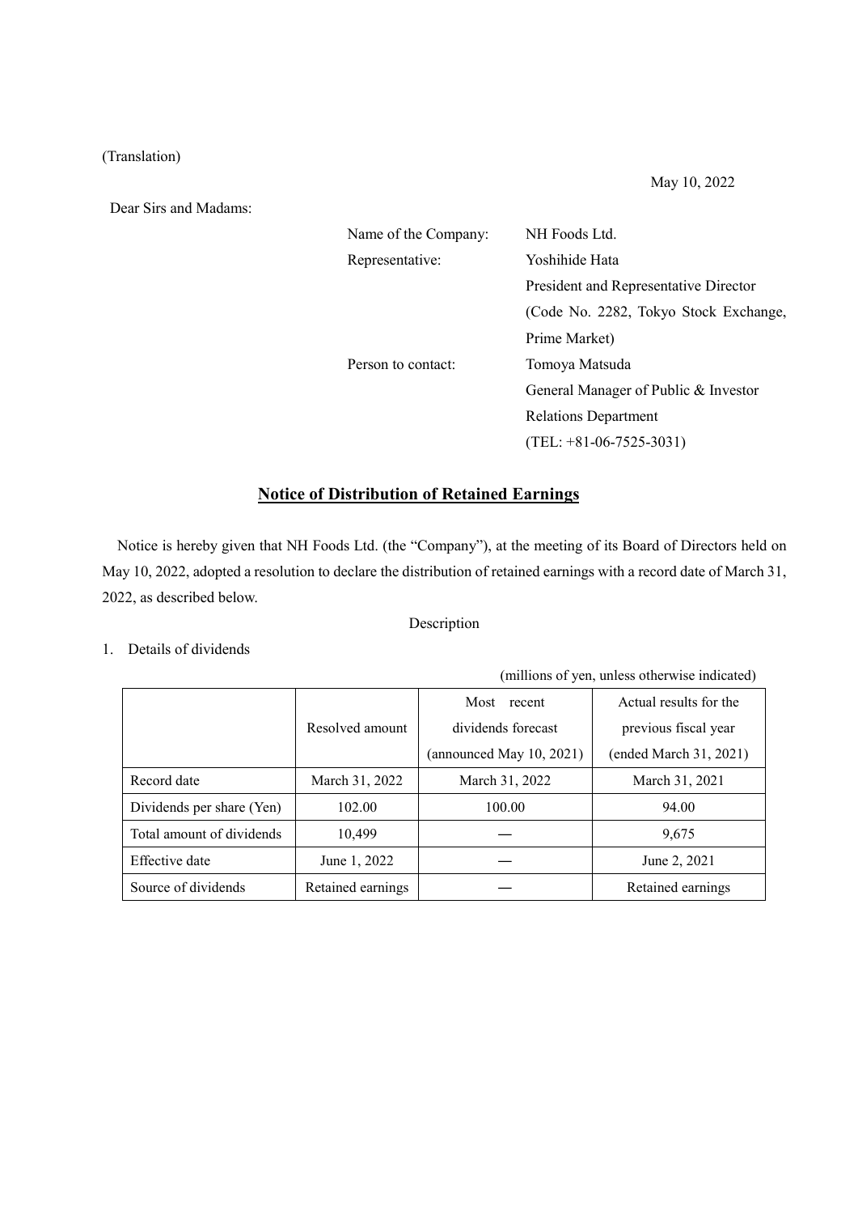(Translation)

May 10, 2022

Dear Sirs and Madams:

Name of the Company: NH Foods Ltd.
Representative: Yoshihide Hata
President and Representative Director
(Code No. 2282, Tokyo Stock Exchange, Prime Market)
Person to contact: Tomoya Matsuda
General Manager of Public & Investor Relations Department
(TEL: +81-06-7525-3031)

## Notice of Distribution of Retained Earnings

Notice is hereby given that NH Foods Ltd. (the "Company"), at the meeting of its Board of Directors held on May 10, 2022, adopted a resolution to declare the distribution of retained earnings with a record date of March 31, 2022, as described below.

Description

1. Details of dividends

(millions of yen, unless otherwise indicated)

| | Resolved amount | Most recent dividends forecast (announced May 10, 2021) | Actual results for the previous fiscal year (ended March 31, 2021) |
|---|---|---|---|
| Record date | March 31, 2022 | March 31, 2022 | March 31, 2021 |
| Dividends per share (Yen) | 102.00 | 100.00 | 94.00 |
| Total amount of dividends | 10,499 | ― | 9,675 |
| Effective date | June 1, 2022 | ― | June 2, 2021 |
| Source of dividends | Retained earnings | ― | Retained earnings |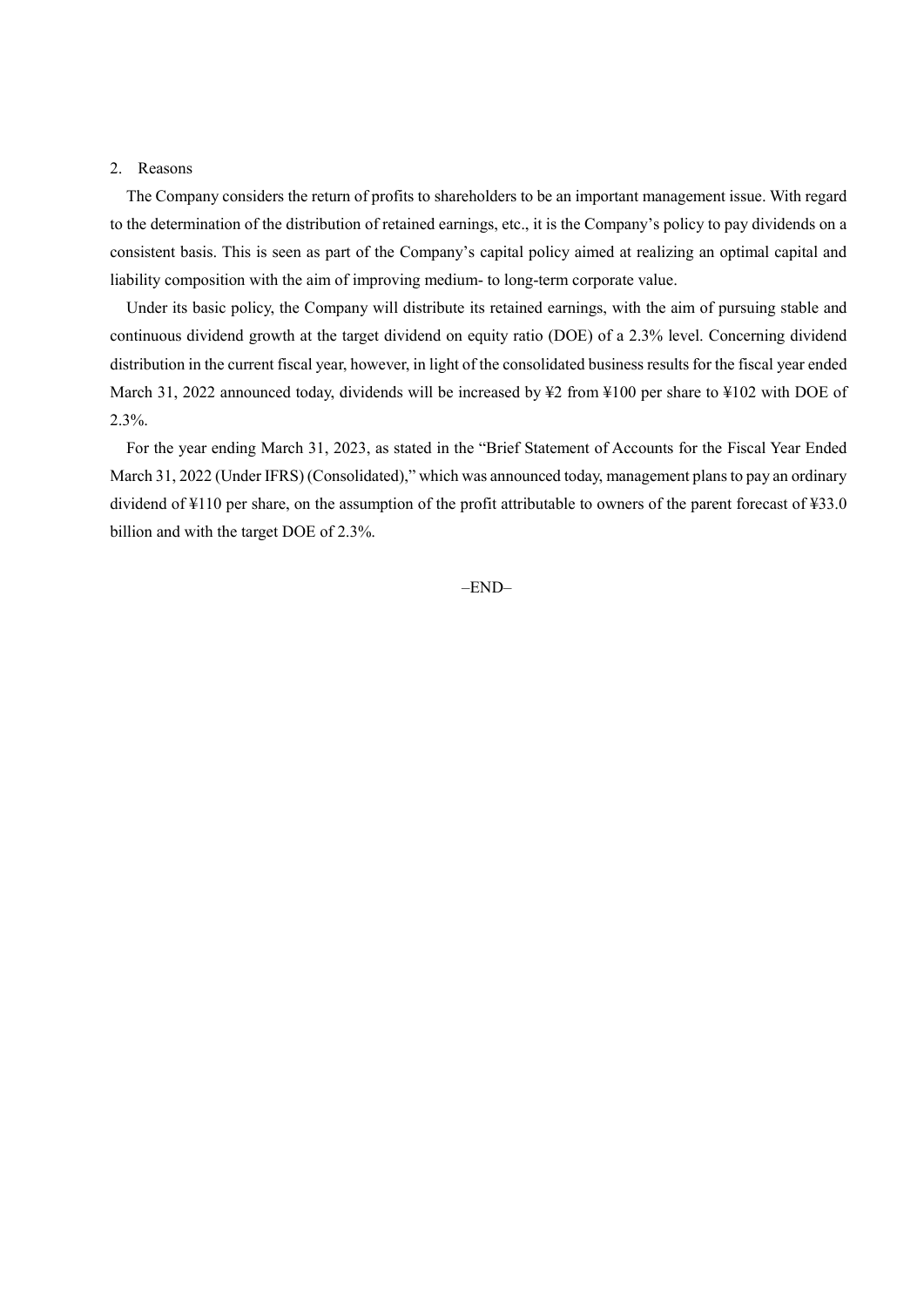## 2. Reasons

The Company considers the return of profits to shareholders to be an important management issue. With regard to the determination of the distribution of retained earnings, etc., it is the Company's policy to pay dividends on a consistent basis. This is seen as part of the Company's capital policy aimed at realizing an optimal capital and liability composition with the aim of improving medium- to long-term corporate value.

Under its basic policy, the Company will distribute its retained earnings, with the aim of pursuing stable and continuous dividend growth at the target dividend on equity ratio (DOE) of a 2.3% level. Concerning dividend distribution in the current fiscal year, however, in light of the consolidated business results for the fiscal year ended March 31, 2022 announced today, dividends will be increased by ¥2 from ¥100 per share to ¥102 with DOE of 2.3%.

For the year ending March 31, 2023, as stated in the "Brief Statement of Accounts for the Fiscal Year Ended March 31, 2022 (Under IFRS) (Consolidated)," which was announced today, management plans to pay an ordinary dividend of ¥110 per share, on the assumption of the profit attributable to owners of the parent forecast of ¥33.0 billion and with the target DOE of 2.3%.

–END–